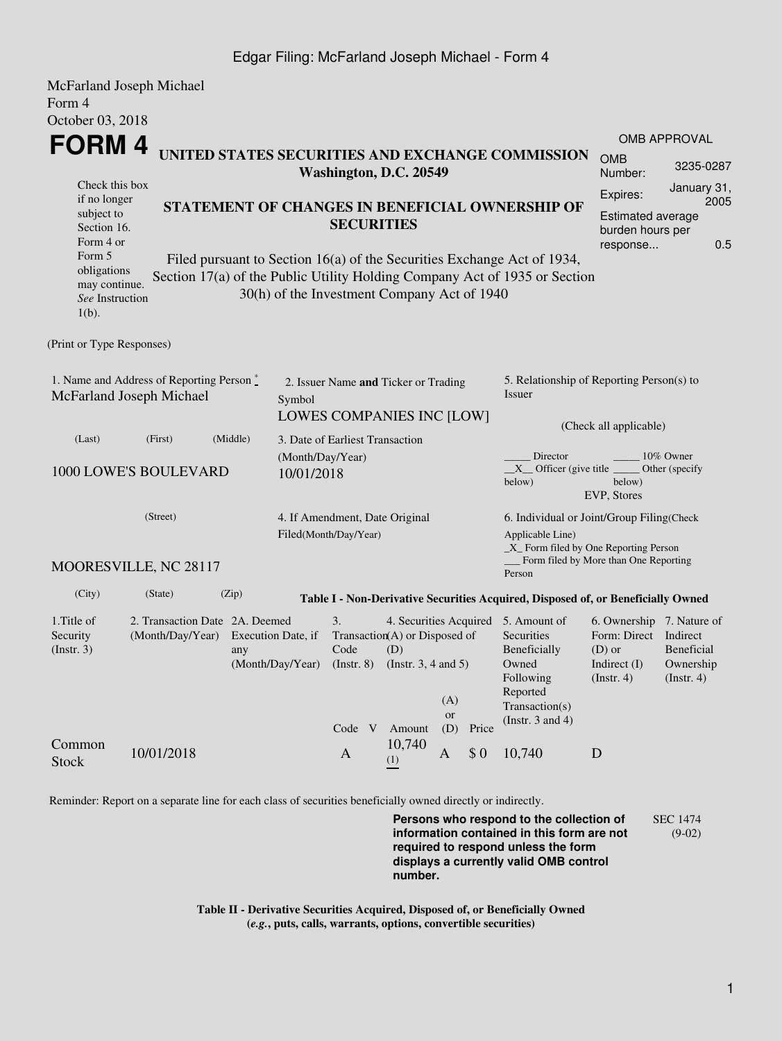McFarland Joseph Michael
Form 4
October 03, 2018

# FORM 4

Check this box if no longer subject to Section 16. Form 4 or Form 5 obligations may continue. *See* Instruction 1(b).

**UNITED STATES SECURITIES AND EXCHANGE COMMISSION**
**Washington, D.C. 20549**

**STATEMENT OF CHANGES IN BENEFICIAL OWNERSHIP OF SECURITIES**

Filed pursuant to Section 16(a) of the Securities Exchange Act of 1934, Section 17(a) of the Public Utility Holding Company Act of 1935 or Section 30(h) of the Investment Company Act of 1940

| OMB APPROVAL | |
|---|---|
| OMB Number: | 3235-0287 |
| Expires: | January 31, 2005 |
| Estimated average burden hours per response... | 0.5 |

(Print or Type Responses)

1. Name and Address of Reporting Person *
McFarland Joseph Michael

(Last) (First) (Middle)

1000 LOWE'S BOULEVARD

(Street)

MOORESVILLE, NC 28117

(City) (State) (Zip)

2. Issuer Name **and** Ticker or Trading Symbol
LOWES COMPANIES INC [LOW]

3. Date of Earliest Transaction (Month/Day/Year)
10/01/2018

4. If Amendment, Date Original Filed(Month/Day/Year)

5. Relationship of Reporting Person(s) to Issuer

(Check all applicable)

_____ Director _____ 10% Owner
__X__ Officer (give title below) _____ Other (specify below)
EVP, Stores

6. Individual or Joint/Group Filing(Check Applicable Line)
_X_ Form filed by One Reporting Person
___ Form filed by More than One Reporting Person

**Table I - Non-Derivative Securities Acquired, Disposed of, or Beneficially Owned**

| 1.Title of Security (Instr. 3) | 2. Transaction Date (Month/Day/Year) | 2A. Deemed Execution Date, if any (Month/Day/Year) | 3. Transaction Code (Instr. 8) | | 4. Securities Acquired (A) or Disposed of (D) (Instr. 3, 4 and 5) | | | 5. Amount of Securities Beneficially Owned Following Reported Transaction(s) (Instr. 3 and 4) | 6. Ownership Form: Direct (D) or Indirect (I) (Instr. 4) | 7. Nature of Indirect Beneficial Ownership (Instr. 4) |
|---|---|---|---|---|---|---|---|---|---|---|
| | | | Code | V | Amount | (A) or (D) | Price | | | |
| Common Stock | 10/01/2018 | | A | | 10,740 (1) | A | $ 0 | 10,740 | D | |

Reminder: Report on a separate line for each class of securities beneficially owned directly or indirectly.

**Persons who respond to the collection of information contained in this form are not required to respond unless the form displays a currently valid OMB control number.**

SEC 1474 (9-02)

**Table II - Derivative Securities Acquired, Disposed of, or Beneficially Owned**
**(*e.g.*, puts, calls, warrants, options, convertible securities)**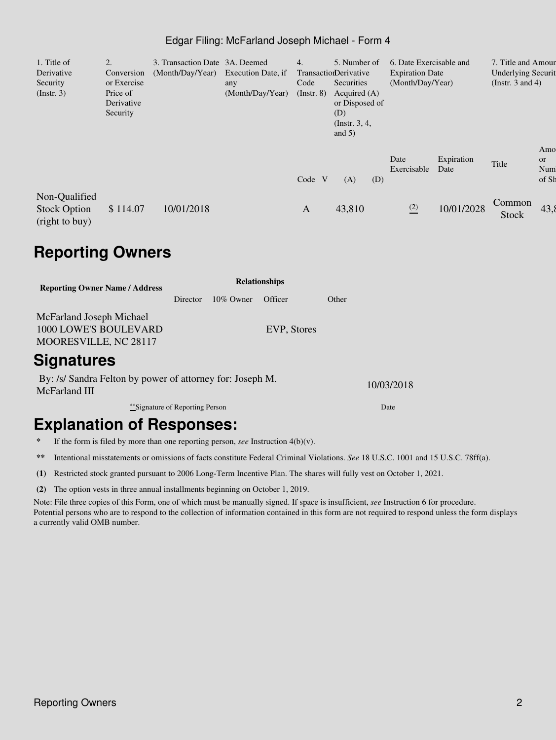| 1. Title of Derivative Security (Instr. 3) | 2. Conversion or Exercise Price of Derivative Security | 3. Transaction Date (Month/Day/Year) | 3A. Deemed Execution Date, if any (Month/Day/Year) | 4. Transaction Code (Instr. 8) | | 5. Number of Derivative Securities Acquired (A) or Disposed of (D) (Instr. 3, 4, and 5) | | 6. Date Exercisable and Expiration Date (Month/Day/Year) | | 7. Title and Amount of Underlying Securities (Instr. 3 and 4) | |
|---|---|---|---|---|---|---|---|---|---|---|---|
| | | | | Code | V | (A) | (D) | Date Exercisable | Expiration Date | Title | Amount or Number of Shares |
| Non-Qualified Stock Option (right to buy) | $ 114.07 | 10/01/2018 | | A | | 43,810 | | (2) | 10/01/2028 | Common Stock | 43,8 |

# Reporting Owners

| Reporting Owner Name / Address | Relationships | | | |
|---|---|---|---|---|
| | Director | 10% Owner | Officer | Other |
| McFarland Joseph Michael<br>1000 LOWE'S BOULEVARD<br>MOORESVILLE, NC 28117 | | | EVP, Stores | |

# Signatures

| | |
|---|---|
| By: /s/ Sandra Felton by power of attorney for: Joseph M. McFarland III | 10/03/2018 |
| **Signature of Reporting Person | Date |

# Explanation of Responses:

- \* If the form is filed by more than one reporting person, *see* Instruction 4(b)(v).
- ** Intentional misstatements or omissions of facts constitute Federal Criminal Violations. *See* 18 U.S.C. 1001 and 15 U.S.C. 78ff(a).
- (1) Restricted stock granted pursuant to 2006 Long-Term Incentive Plan. The shares will fully vest on October 1, 2021.
- (2) The option vests in three annual installments beginning on October 1, 2019.

Note: File three copies of this Form, one of which must be manually signed. If space is insufficient, *see* Instruction 6 for procedure.
Potential persons who are to respond to the collection of information contained in this form are not required to respond unless the form displays a currently valid OMB number.